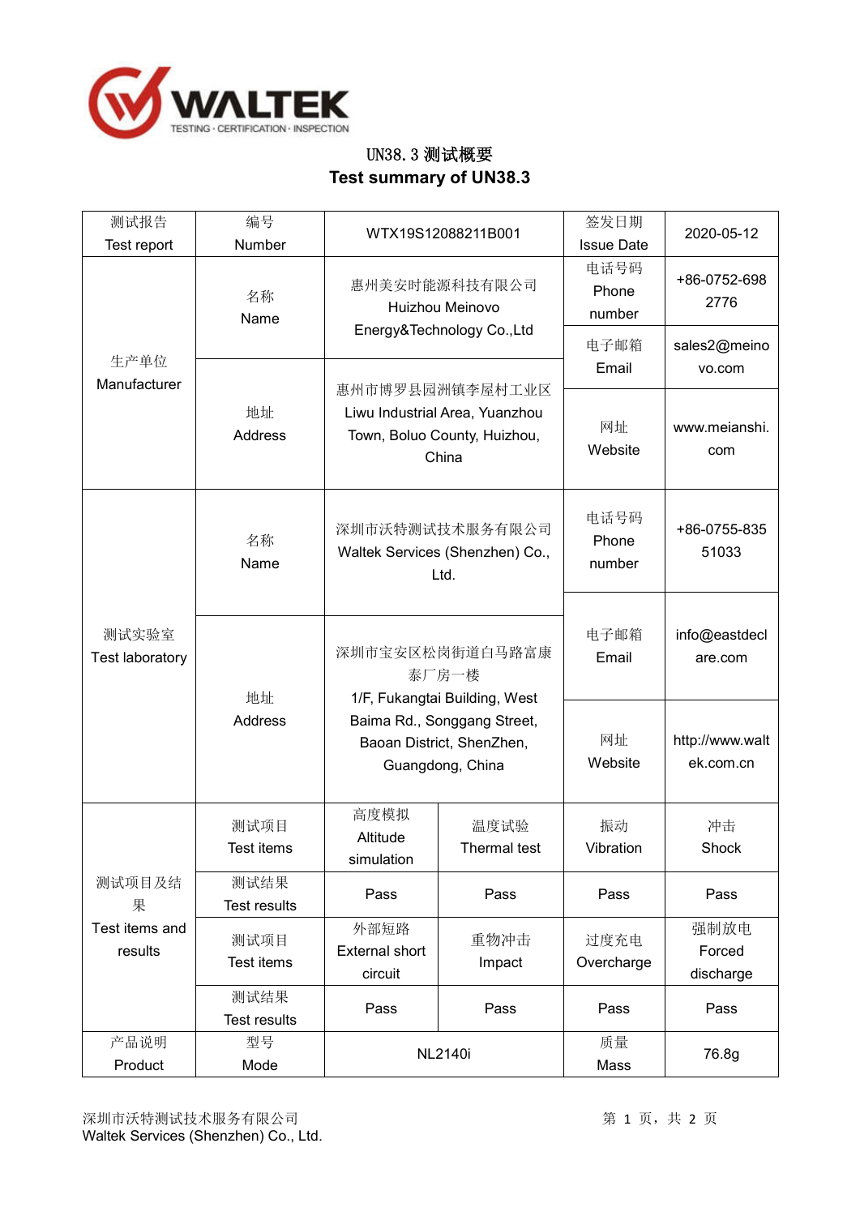WALTEK
TESTING · CERTIFICATION · INSPECTION

# UN38.3 测试概要
# Test summary of UN38.3

| 测试报告 Test report | 编号 Number | WTX19S12088211B001 | | 签发日期 Issue Date | 2020-05-12 |
|---|---|---|---|---|---|
| 生产单位 Manufacturer | 名称 Name | 惠州美安时能源科技有限公司 Huizhou Meinovo Energy&Technology Co.,Ltd | | 电话号码 Phone number | +86-0752-6982776 |
| | | | | 电子邮箱 Email | sales2@meinovo.com |
| | 地址 Address | 惠州市博罗县园洲镇李屋村工业区 Liwu Industrial Area, Yuanzhou Town, Boluo County, Huizhou, China | | 网址 Website | www.meianshi.com |
| 测试实验室 Test laboratory | 名称 Name | 深圳市沃特测试技术服务有限公司 Waltek Services (Shenzhen) Co., Ltd. | | 电话号码 Phone number | +86-0755-83551033 |
| | 地址 Address | 深圳市宝安区松岗街道白马路富康泰厂房一楼 1/F, Fukangtai Building, West Baima Rd., Songgang Street, Baoan District, ShenZhen, Guangdong, China | | 电子邮箱 Email | info@eastdeclare.com |
| | | | | 网址 Website | http://www.waltek.com.cn |
| 测试项目及结果 Test items and results | 测试项目 Test items | 高度模拟 Altitude simulation | 温度试验 Thermal test | 振动 Vibration | 冲击 Shock |
| | 测试结果 Test results | Pass | Pass | Pass | Pass |
| | 测试项目 Test items | 外部短路 External short circuit | 重物冲击 Impact | 过度充电 Overcharge | 强制放电 Forced discharge |
| | 测试结果 Test results | Pass | Pass | Pass | Pass |
| 产品说明 Product | 型号 Mode | NL2140i | | 质量 Mass | 76.8g |

深圳市沃特测试技术服务有限公司
Waltek Services (Shenzhen) Co., Ltd.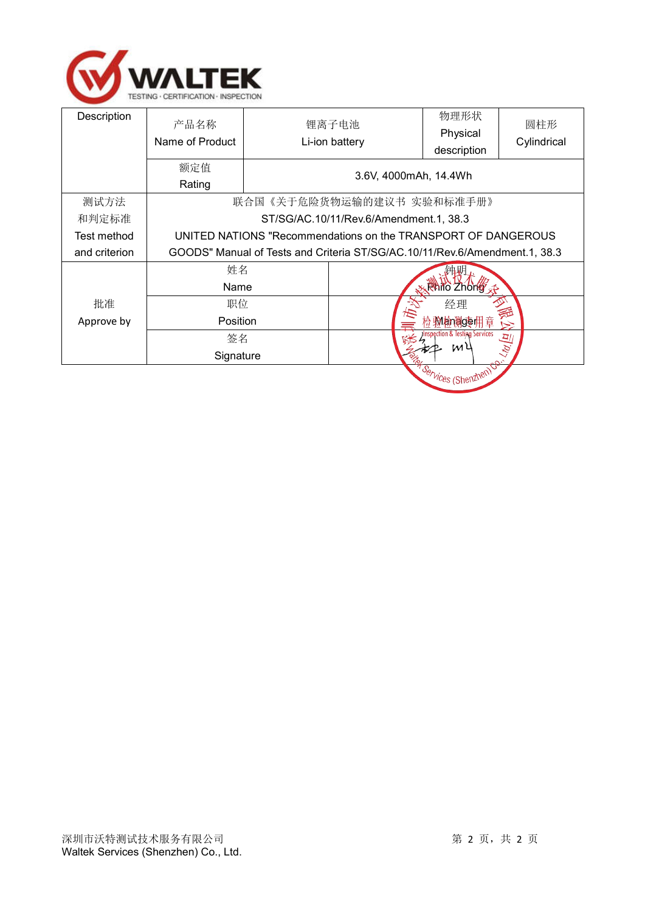WALTEK

TESTING · CERTIFICATION · INSPECTION

| | | | | |
|---|---|---|---|---|
| Description | 产品名称 Name of Product | 锂离子电池 Li-ion battery | 物理形状 Physical description | 圆柱形 Cylindrical |
| | 额定值 Rating | 3.6V, 4000mAh, 14.4Wh | | |
| 测试方法和判定标准 Test method and criterion | 联合国《关于危险货物运输的建议书 实验和标准手册》 ST/SG/AC.10/11/Rev.6/Amendment.1, 38.3 UNITED NATIONS "Recommendations on the TRANSPORT OF DANGEROUS GOODS" Manual of Tests and Criteria ST/SG/AC.10/11/Rev.6/Amendment.1, 38.3 | | | |
| 批准 Approve by | 姓名 Name | 钟明 Philo Zhong | | |
| | 职位 Position | 经理 Manager | | |
| | 签名 Signature | | | |

深圳市沃特测试技术服务有限公司
Waltek Services (Shenzhen) Co., Ltd.